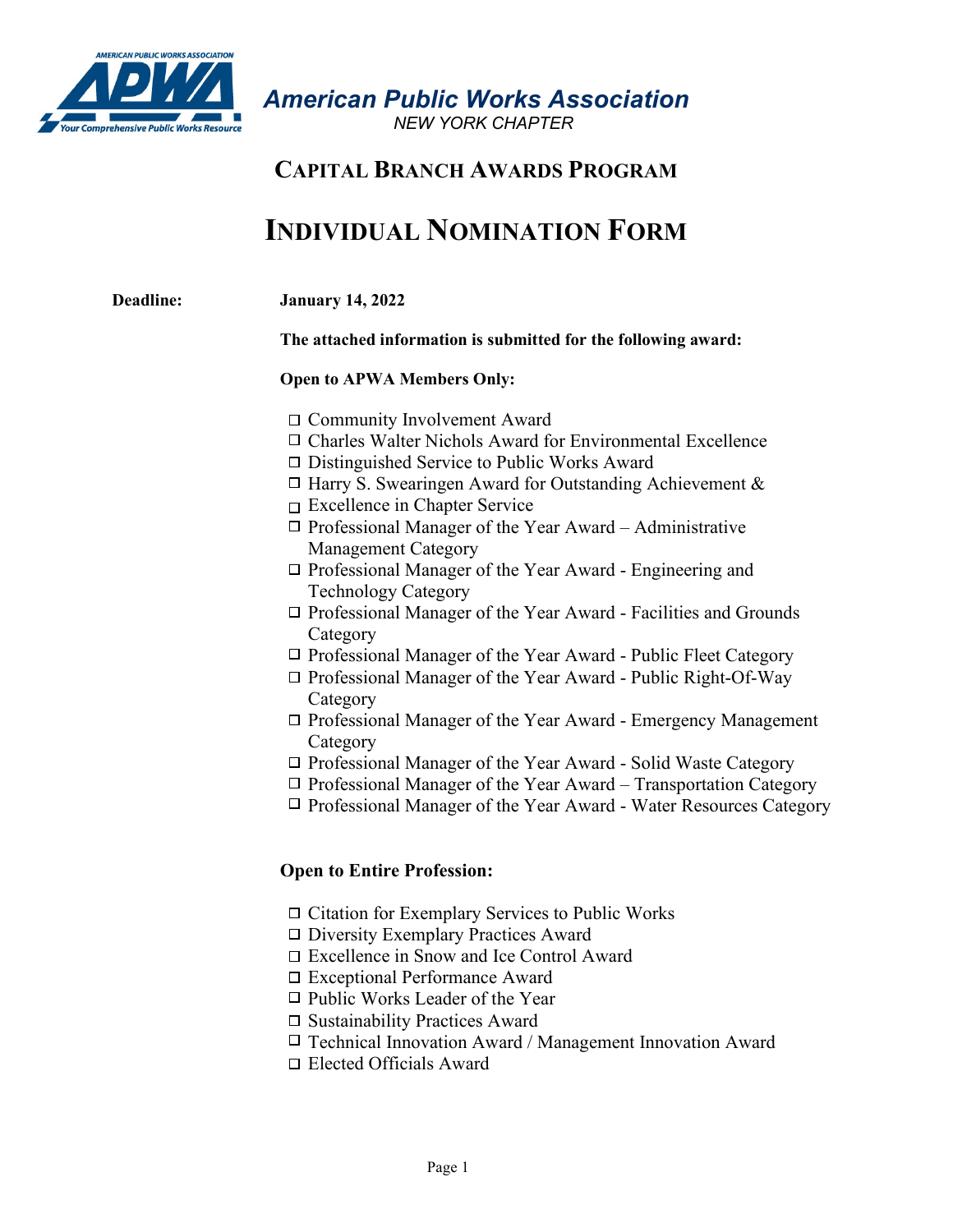**American Public Works Association**

*NEW YORK CHAPTER*

## CAPITAL BRANCH AWARDS PROGRAM

# INDIVIDUAL NOMINATION FORM

**Deadline:** **January 14, 2022**

**The attached information is submitted for the following award:**

**Open to APWA Members Only:**

- ☐ Community Involvement Award
- ☐ Charles Walter Nichols Award for Environmental Excellence
- ☐ Distinguished Service to Public Works Award
- ☐ Harry S. Swearingen Award for Outstanding Achievement &
- ☐ Excellence in Chapter Service
- ☐ Professional Manager of the Year Award – Administrative Management Category
- ☐ Professional Manager of the Year Award - Engineering and Technology Category
- ☐ Professional Manager of the Year Award - Facilities and Grounds Category
- ☐ Professional Manager of the Year Award - Public Fleet Category
- ☐ Professional Manager of the Year Award - Public Right-Of-Way Category
- ☐ Professional Manager of the Year Award - Emergency Management Category
- ☐ Professional Manager of the Year Award - Solid Waste Category
- ☐ Professional Manager of the Year Award – Transportation Category
- ☐ Professional Manager of the Year Award - Water Resources Category

**Open to Entire Profession:**

- ☐ Citation for Exemplary Services to Public Works
- ☐ Diversity Exemplary Practices Award
- ☐ Excellence in Snow and Ice Control Award
- ☐ Exceptional Performance Award
- ☐ Public Works Leader of the Year
- ☐ Sustainability Practices Award
- ☐ Technical Innovation Award / Management Innovation Award
- ☐ Elected Officials Award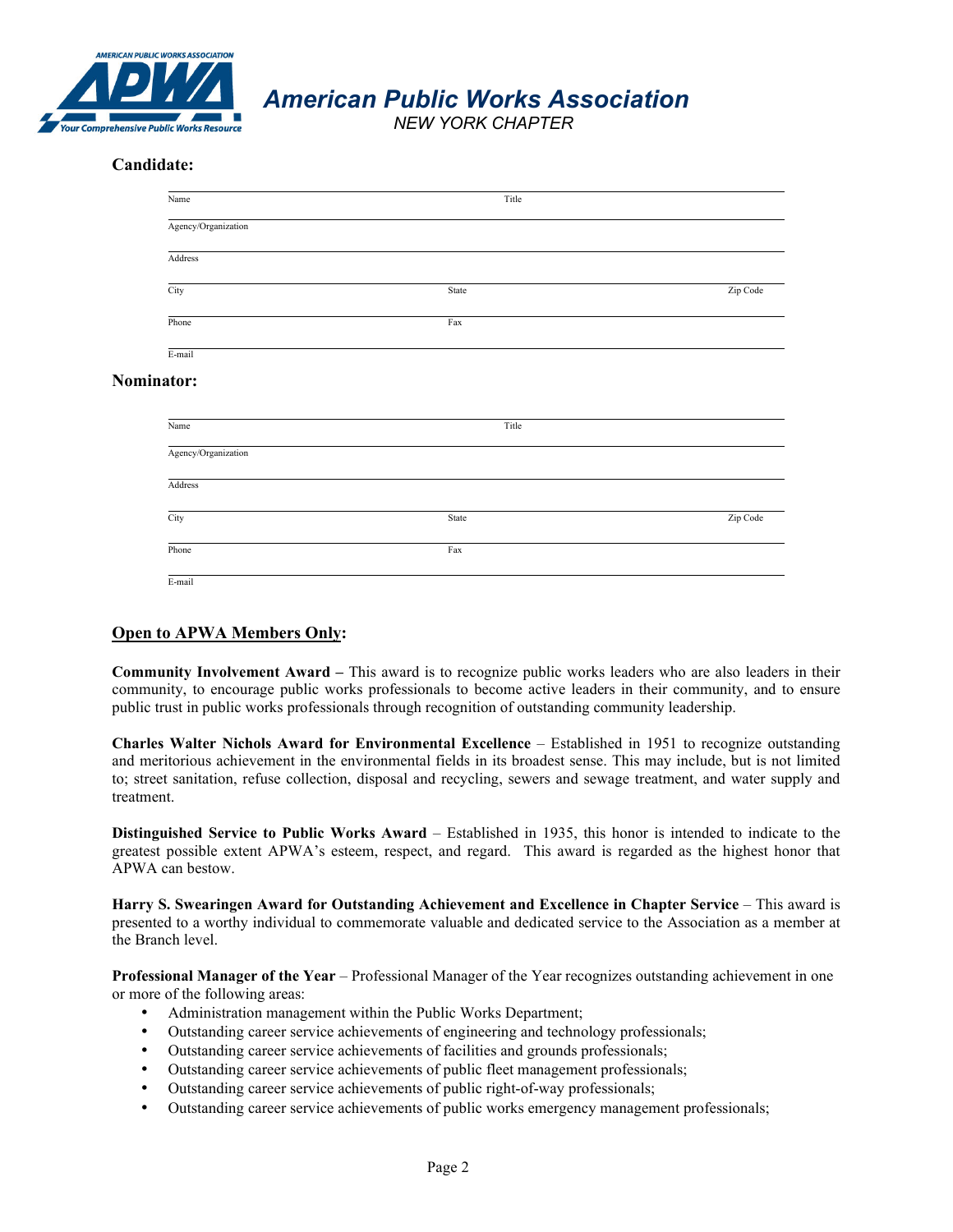# *American Public Works Association*

*NEW YORK CHAPTER*

**Candidate:**

Name ____________________ Title ____________________

Agency/Organization ____________________

Address ____________________

City ____________________ State ____________________ Zip Code ____________________

Phone ____________________ Fax ____________________

E-mail ____________________

**Nominator:**

Name ____________________ Title ____________________

Agency/Organization ____________________

Address ____________________

City ____________________ State ____________________ Zip Code ____________________

Phone ____________________ Fax ____________________

E-mail ____________________

**<u>Open to APWA Members Only</u>:**

**Community Involvement Award –** This award is to recognize public works leaders who are also leaders in their community, to encourage public works professionals to become active leaders in their community, and to ensure public trust in public works professionals through recognition of outstanding community leadership.

**Charles Walter Nichols Award for Environmental Excellence** – Established in 1951 to recognize outstanding and meritorious achievement in the environmental fields in its broadest sense. This may include, but is not limited to; street sanitation, refuse collection, disposal and recycling, sewers and sewage treatment, and water supply and treatment.

**Distinguished Service to Public Works Award** – Established in 1935, this honor is intended to indicate to the greatest possible extent APWA's esteem, respect, and regard. This award is regarded as the highest honor that APWA can bestow.

**Harry S. Swearingen Award for Outstanding Achievement and Excellence in Chapter Service** – This award is presented to a worthy individual to commemorate valuable and dedicated service to the Association as a member at the Branch level.

**Professional Manager of the Year** – Professional Manager of the Year recognizes outstanding achievement in one or more of the following areas:

- Administration management within the Public Works Department;
- Outstanding career service achievements of engineering and technology professionals;
- Outstanding career service achievements of facilities and grounds professionals;
- Outstanding career service achievements of public fleet management professionals;
- Outstanding career service achievements of public right-of-way professionals;
- Outstanding career service achievements of public works emergency management professionals;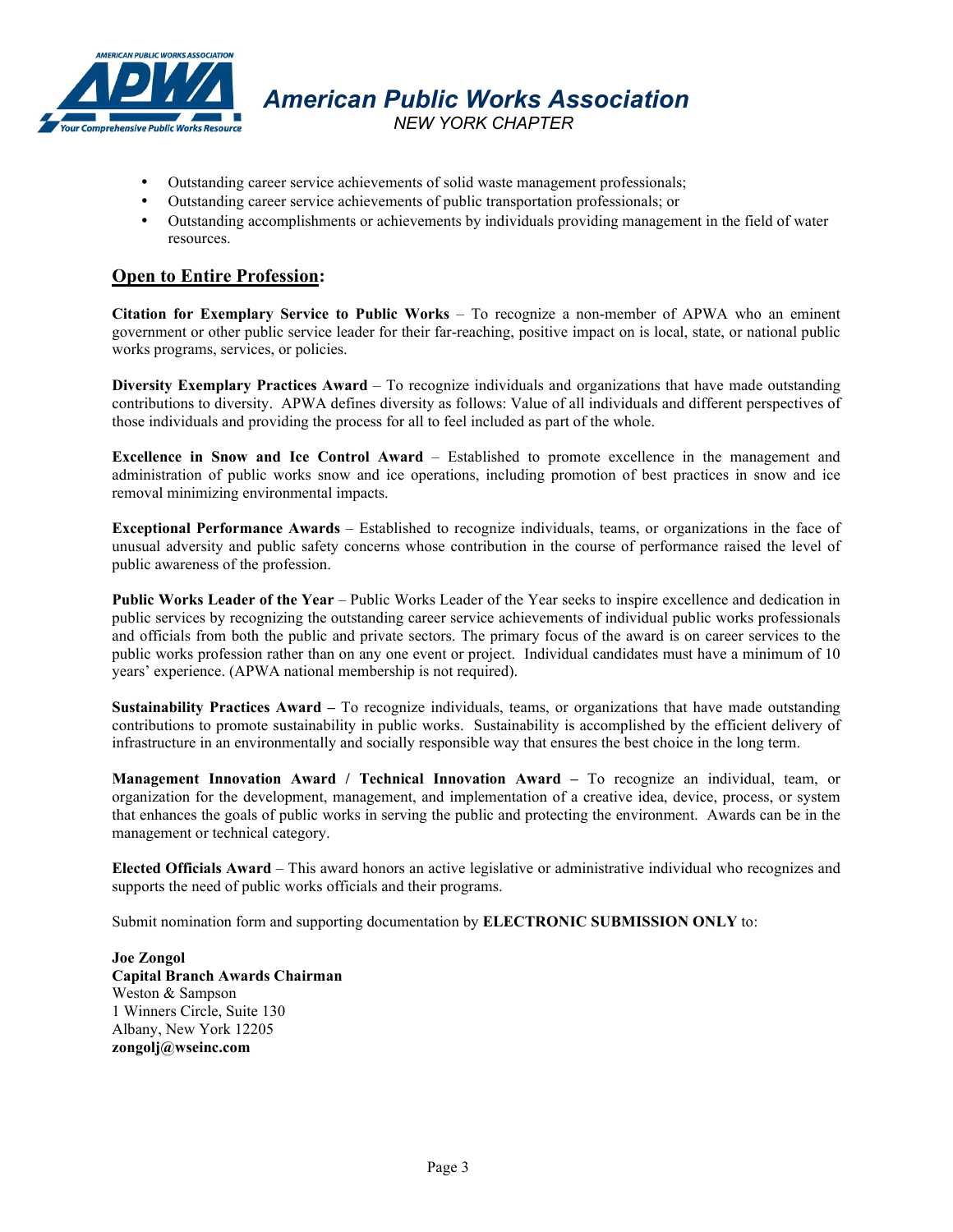- Outstanding career service achievements of solid waste management professionals;
- Outstanding career service achievements of public transportation professionals; or
- Outstanding accomplishments or achievements by individuals providing management in the field of water resources.

## Open to Entire Profession:

**Citation for Exemplary Service to Public Works** – To recognize a non-member of APWA who an eminent government or other public service leader for their far-reaching, positive impact on is local, state, or national public works programs, services, or policies.

**Diversity Exemplary Practices Award** – To recognize individuals and organizations that have made outstanding contributions to diversity. APWA defines diversity as follows: Value of all individuals and different perspectives of those individuals and providing the process for all to feel included as part of the whole.

**Excellence in Snow and Ice Control Award** – Established to promote excellence in the management and administration of public works snow and ice operations, including promotion of best practices in snow and ice removal minimizing environmental impacts.

**Exceptional Performance Awards** – Established to recognize individuals, teams, or organizations in the face of unusual adversity and public safety concerns whose contribution in the course of performance raised the level of public awareness of the profession.

**Public Works Leader of the Year** – Public Works Leader of the Year seeks to inspire excellence and dedication in public services by recognizing the outstanding career service achievements of individual public works professionals and officials from both the public and private sectors. The primary focus of the award is on career services to the public works profession rather than on any one event or project. Individual candidates must have a minimum of 10 years' experience. (APWA national membership is not required).

**Sustainability Practices Award –** To recognize individuals, teams, or organizations that have made outstanding contributions to promote sustainability in public works. Sustainability is accomplished by the efficient delivery of infrastructure in an environmentally and socially responsible way that ensures the best choice in the long term.

**Management Innovation Award / Technical Innovation Award –** To recognize an individual, team, or organization for the development, management, and implementation of a creative idea, device, process, or system that enhances the goals of public works in serving the public and protecting the environment. Awards can be in the management or technical category.

**Elected Officials Award** – This award honors an active legislative or administrative individual who recognizes and supports the need of public works officials and their programs.

Submit nomination form and supporting documentation by **ELECTRONIC SUBMISSION ONLY** to:

**Joe Zongol**
**Capital Branch Awards Chairman**
Weston & Sampson
1 Winners Circle, Suite 130
Albany, New York 12205
**zongolj@wseinc.com**